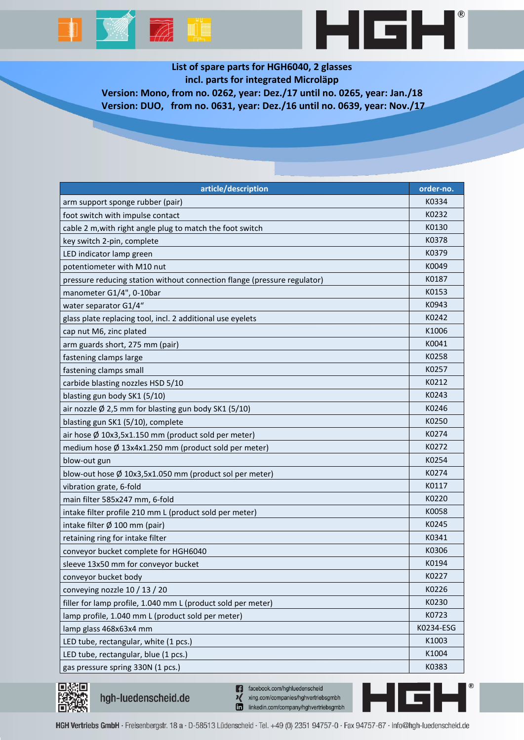# List of spare parts for HGH6040, 2 glasses
## incl. parts for integrated Microläpp
### Version: Mono, from no. 0262, year: Dez./17 until no. 0265, year: Jan./18
### Version: DUO, from no. 0631, year: Dez./16 until no. 0639, year: Nov./17

| article/description | order-no. |
|---|---|
| arm support sponge rubber (pair) | K0334 |
| foot switch with impulse contact | K0232 |
| cable 2 m,with right angle plug to match the foot switch | K0130 |
| key switch 2-pin, complete | K0378 |
| LED indicator lamp green | K0379 |
| potentiometer with M10 nut | K0049 |
| pressure reducing station without connection flange (pressure regulator) | K0187 |
| manometer G1/4", 0-10bar | K0153 |
| water separator G1/4“ | K0943 |
| glass plate replacing tool, incl. 2 additional use eyelets | K0242 |
| cap nut M6, zinc plated | K1006 |
| arm guards short, 275 mm (pair) | K0041 |
| fastening clamps large | K0258 |
| fastening clamps small | K0257 |
| carbide blasting nozzles HSD 5/10 | K0212 |
| blasting gun body SK1 (5/10) | K0243 |
| air nozzle Ø 2,5 mm for blasting gun body SK1 (5/10) | K0246 |
| blasting gun SK1 (5/10), complete | K0250 |
| air hose Ø 10x3,5x1.150 mm (product sold per meter) | K0274 |
| medium hose Ø 13x4x1.250 mm (product sold per meter) | K0272 |
| blow-out gun | K0254 |
| blow-out hose Ø 10x3,5x1.050 mm (product sol per meter) | K0274 |
| vibration grate, 6-fold | K0117 |
| main filter 585x247 mm, 6-fold | K0220 |
| intake filter profile 210 mm L (product sold per meter) | K0058 |
| intake filter Ø 100 mm (pair) | K0245 |
| retaining ring for intake filter | K0341 |
| conveyor bucket complete for HGH6040 | K0306 |
| sleeve 13x50 mm for conveyor bucket | K0194 |
| conveyor bucket body | K0227 |
| conveying nozzle 10 / 13 / 20 | K0226 |
| filler for lamp profile, 1.040 mm L (product sold per meter) | K0230 |
| lamp profile, 1.040 mm L (product sold per meter) | K0723 |
| lamp glass 468x63x4 mm | K0234-ESG |
| LED tube, rectangular, white (1 pcs.) | K1003 |
| LED tube, rectangular, blue (1 pcs.) | K1004 |
| gas pressure spring 330N (1 pcs.) | K0383 |

hgh-luedenscheid.de

facebook.com/hghluedenscheid
xing.com/companies/hghvertriebsgmbh
linkedin.com/company/hghvertriebsgmbh

HGH Vertriebs GmbH · Freisenbergstr. 18 a · D-58513 Lüdenscheid · Tel. +49 (0) 2351 94757-0 · Fax 94757-67 · info@hgh-luedenscheid.de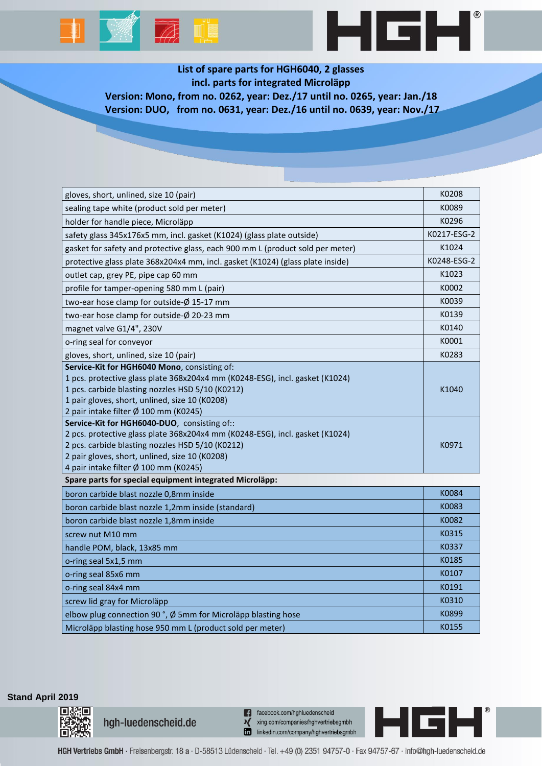**List of spare parts for HGH6040, 2 glasses**
**incl. parts for integrated Microläpp**
**Version: Mono, from no. 0262, year: Dez./17 until no. 0265, year: Jan./18**
**Version: DUO, from no. 0631, year: Dez./16 until no. 0639, year: Nov./17**

| | |
|---|---|
| gloves, short, unlined, size 10 (pair) | K0208 |
| sealing tape white (product sold per meter) | K0089 |
| holder for handle piece, Microläpp | K0296 |
| safety glass 345x176x5 mm, incl. gasket (K1024) (glass plate outside) | K0217-ESG-2 |
| gasket for safety and protective glass, each 900 mm L (product sold per meter) | K1024 |
| protective glass plate 368x204x4 mm, incl. gasket (K1024) (glass plate inside) | K0248-ESG-2 |
| outlet cap, grey PE, pipe cap 60 mm | K1023 |
| profile for tamper-opening 580 mm L (pair) | K0002 |
| two-ear hose clamp for outside-Ø 15-17 mm | K0039 |
| two-ear hose clamp for outside-Ø 20-23 mm | K0139 |
| magnet valve G1/4", 230V | K0140 |
| o-ring seal for conveyor | K0001 |
| gloves, short, unlined, size 10 (pair) | K0283 |
| **Service-Kit for HGH6040 Mono**, consisting of:<br>1 pcs. protective glass plate 368x204x4 mm (K0248-ESG), incl. gasket (K1024)<br>1 pcs. carbide blasting nozzles HSD 5/10 (K0212)<br>1 pair gloves, short, unlined, size 10 (K0208)<br>2 pair intake filter Ø 100 mm (K0245) | K1040 |
| **Service-Kit for HGH6040-DUO**, consisting of::<br>2 pcs. protective glass plate 368x204x4 mm (K0248-ESG), incl. gasket (K1024)<br>2 pcs. carbide blasting nozzles HSD 5/10 (K0212)<br>2 pair gloves, short, unlined, size 10 (K0208)<br>4 pair intake filter Ø 100 mm (K0245) | K0971 |
| **Spare parts for special equipment integrated Microläpp:** | |
| boron carbide blast nozzle 0,8mm inside | K0084 |
| boron carbide blast nozzle 1,2mm inside (standard) | K0083 |
| boron carbide blast nozzle 1,8mm inside | K0082 |
| screw nut M10 mm | K0315 |
| handle POM, black, 13x85 mm | K0337 |
| o-ring seal 5x1,5 mm | K0185 |
| o-ring seal 85x6 mm | K0107 |
| o-ring seal 84x4 mm | K0191 |
| screw lid gray for Microläpp | K0310 |
| elbow plug connection 90 °, Ø 5mm for Microläpp blasting hose | K0899 |
| Microläpp blasting hose 950 mm L (product sold per meter) | K0155 |

**Stand April 2019**

hgh-luedenscheid.de

facebook.com/hghluedenscheid
xing.com/companies/hghvertriebsgmbh
linkedin.com/company/hghvertriebsgmbh

**HGH Vertriebs GmbH** · Freisenbergstr. 18 a · D-58513 Lüdenscheid · Tel. +49 (0) 2351 94757-0 · Fax 94757-67 · info@hgh-luedenscheid.de